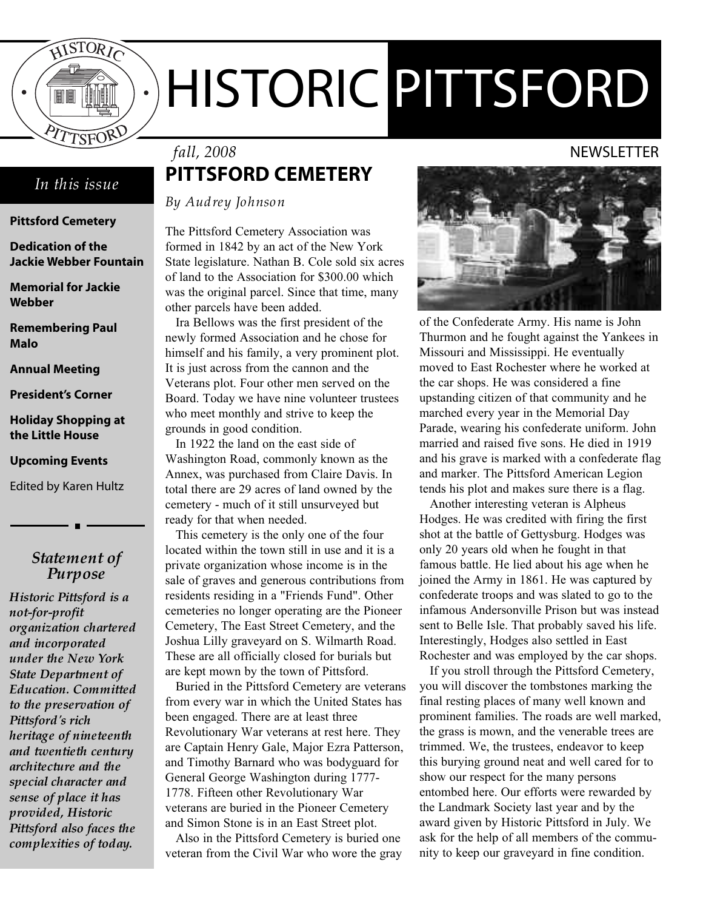# HISTORIC PITTSFORD

*fall, 2008*

NEWSLETTER

## In this issue

- **Pittsford Cemetery**
- **Dedication of the Jackie Webber Fountain**
- **Memorial for Jackie Webber**
- **Remembering Paul Malo**
- **Annual Meeting**
- **President's Corner**
- **Holiday Shopping at the Little House**
- **Upcoming Events**

Edited by Karen Hultz

### *Statement of Purpose*

***Historic Pittsford is a not-for-profit organization chartered and incorporated under the New York State Department of Education. Committed to the preservation of Pittsford's rich heritage of nineteenth and twentieth century architecture and the special character and sense of place it has provided, Historic Pittsford also faces the complexities of today.***

## PITTSFORD CEMETERY

*By Audrey Johnson*

The Pittsford Cemetery Association was formed in 1842 by an act of the New York State legislature. Nathan B. Cole sold six acres of land to the Association for $300.00 which was the original parcel. Since that time, many other parcels have been added.

Ira Bellows was the first president of the newly formed Association and he chose for himself and his family, a very prominent plot. It is just across from the cannon and the Veterans plot. Four other men served on the Board. Today we have nine volunteer trustees who meet monthly and strive to keep the grounds in good condition.

In 1922 the land on the east side of Washington Road, commonly known as the Annex, was purchased from Claire Davis. In total there are 29 acres of land owned by the cemetery - much of it still unsurveyed but ready for that when needed.

This cemetery is the only one of the four located within the town still in use and it is a private organization whose income is in the sale of graves and generous contributions from residents residing in a "Friends Fund". Other cemeteries no longer operating are the Pioneer Cemetery, The East Street Cemetery, and the Joshua Lilly graveyard on S. Wilmarth Road. These are all officially closed for burials but are kept mown by the town of Pittsford.

Buried in the Pittsford Cemetery are veterans from every war in which the United States has been engaged. There are at least three Revolutionary War veterans at rest here. They are Captain Henry Gale, Major Ezra Patterson, and Timothy Barnard who was bodyguard for General George Washington during 1777-1778. Fifteen other Revolutionary War veterans are buried in the Pioneer Cemetery and Simon Stone is in an East Street plot.

Also in the Pittsford Cemetery is buried one veteran from the Civil War who wore the gray of the Confederate Army. His name is John Thurmon and he fought against the Yankees in Missouri and Mississippi. He eventually moved to East Rochester where he worked at the car shops. He was considered a fine upstanding citizen of that community and he marched every year in the Memorial Day Parade, wearing his confederate uniform. John married and raised five sons. He died in 1919 and his grave is marked with a confederate flag and marker. The Pittsford American Legion tends his plot and makes sure there is a flag.

Another interesting veteran is Alpheus Hodges. He was credited with firing the first shot at the battle of Gettysburg. Hodges was only 20 years old when he fought in that famous battle. He lied about his age when he joined the Army in 1861. He was captured by confederate troops and was slated to go to the infamous Andersonville Prison but was instead sent to Belle Isle. That probably saved his life. Interestingly, Hodges also settled in East Rochester and was employed by the car shops.

If you stroll through the Pittsford Cemetery, you will discover the tombstones marking the final resting places of many well known and prominent families. The roads are well marked, the grass is mown, and the venerable trees are trimmed. We, the trustees, endeavor to keep this burying ground neat and well cared for to show our respect for the many persons entombed here. Our efforts were rewarded by the Landmark Society last year and by the award given by Historic Pittsford in July. We ask for the help of all members of the community to keep our graveyard in fine condition.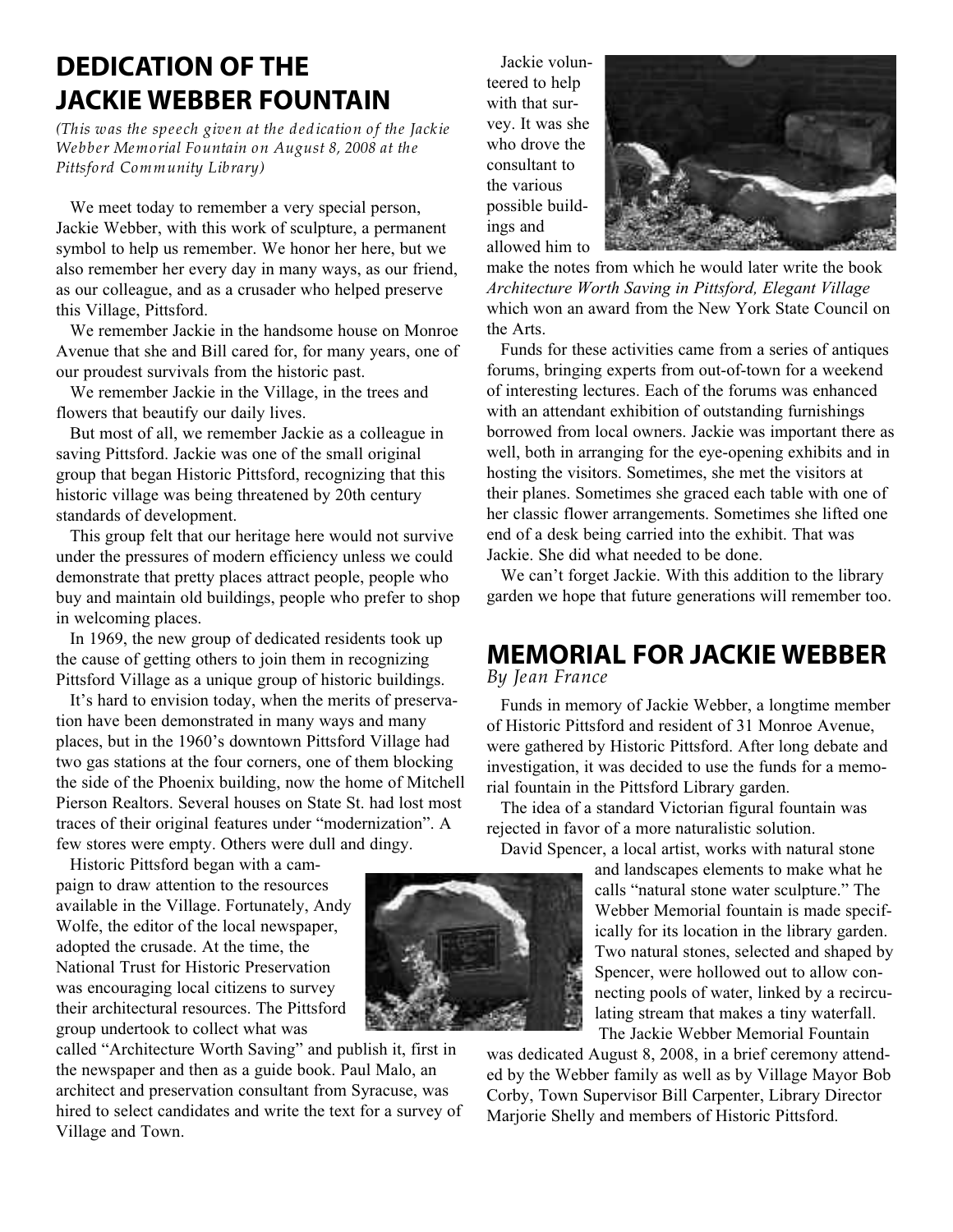# DEDICATION OF THE JACKIE WEBBER FOUNTAIN

*(This was the speech given at the dedication of the Jackie Webber Memorial Fountain on August 8, 2008 at the Pittsford Community Library)*

We meet today to remember a very special person, Jackie Webber, with this work of sculpture, a permanent symbol to help us remember. We honor her here, but we also remember her every day in many ways, as our friend, as our colleague, and as a crusader who helped preserve this Village, Pittsford.

We remember Jackie in the handsome house on Monroe Avenue that she and Bill cared for, for many years, one of our proudest survivals from the historic past.

We remember Jackie in the Village, in the trees and flowers that beautify our daily lives.

But most of all, we remember Jackie as a colleague in saving Pittsford. Jackie was one of the small original group that began Historic Pittsford, recognizing that this historic village was being threatened by 20th century standards of development.

This group felt that our heritage here would not survive under the pressures of modern efficiency unless we could demonstrate that pretty places attract people, people who buy and maintain old buildings, people who prefer to shop in welcoming places.

In 1969, the new group of dedicated residents took up the cause of getting others to join them in recognizing Pittsford Village as a unique group of historic buildings.

It's hard to envision today, when the merits of preservation have been demonstrated in many ways and many places, but in the 1960's downtown Pittsford Village had two gas stations at the four corners, one of them blocking the side of the Phoenix building, now the home of Mitchell Pierson Realtors. Several houses on State St. had lost most traces of their original features under "modernization". A few stores were empty. Others were dull and dingy.

Historic Pittsford began with a campaign to draw attention to the resources available in the Village. Fortunately, Andy Wolfe, the editor of the local newspaper, adopted the crusade. At the time, the National Trust for Historic Preservation was encouraging local citizens to survey their architectural resources. The Pittsford group undertook to collect what was called "Architecture Worth Saving" and publish it, first in the newspaper and then as a guide book. Paul Malo, an architect and preservation consultant from Syracuse, was hired to select candidates and write the text for a survey of Village and Town.

Jackie volunteered to help with that survey. It was she who drove the consultant to the various possible buildings and allowed him to make the notes from which he would later write the book *Architecture Worth Saving in Pittsford, Elegant Village* which won an award from the New York State Council on the Arts.

Funds for these activities came from a series of antiques forums, bringing experts from out-of-town for a weekend of interesting lectures. Each of the forums was enhanced with an attendant exhibition of outstanding furnishings borrowed from local owners. Jackie was important there as well, both in arranging for the eye-opening exhibits and in hosting the visitors. Sometimes, she met the visitors at their planes. Sometimes she graced each table with one of her classic flower arrangements. Sometimes she lifted one end of a desk being carried into the exhibit. That was Jackie. She did what needed to be done.

We can't forget Jackie. With this addition to the library garden we hope that future generations will remember too.

# MEMORIAL FOR JACKIE WEBBER

*By Jean France*

Funds in memory of Jackie Webber, a longtime member of Historic Pittsford and resident of 31 Monroe Avenue, were gathered by Historic Pittsford. After long debate and investigation, it was decided to use the funds for a memorial fountain in the Pittsford Library garden.

The idea of a standard Victorian figural fountain was rejected in favor of a more naturalistic solution.

David Spencer, a local artist, works with natural stone and landscapes elements to make what he calls "natural stone water sculpture." The Webber Memorial fountain is made specifically for its location in the library garden. Two natural stones, selected and shaped by Spencer, were hollowed out to allow connecting pools of water, linked by a recirculating stream that makes a tiny waterfall.

The Jackie Webber Memorial Fountain was dedicated August 8, 2008, in a brief ceremony attended by the Webber family as well as by Village Mayor Bob Corby, Town Supervisor Bill Carpenter, Library Director Marjorie Shelly and members of Historic Pittsford.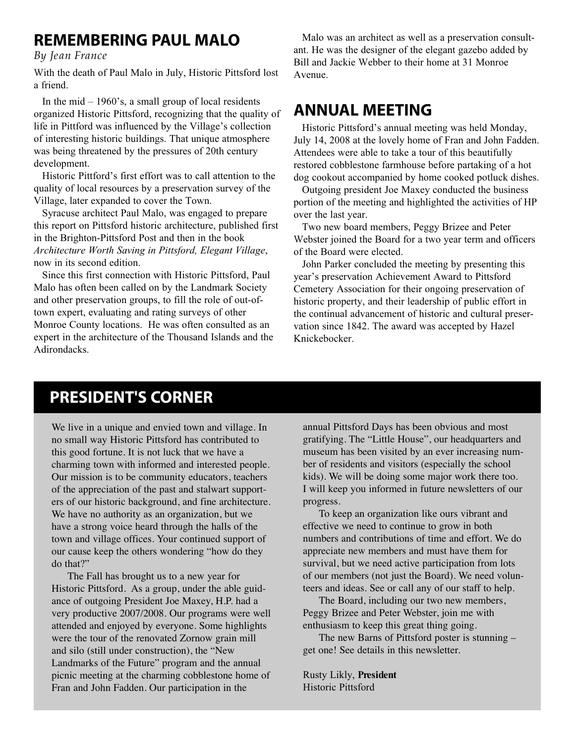## REMEMBERING PAUL MALO

*By Jean France*

With the death of Paul Malo in July, Historic Pittsford lost a friend.

In the mid – 1960's, a small group of local residents organized Historic Pittsford, recognizing that the quality of life in Pittford was influenced by the Village's collection of interesting historic buildings. That unique atmosphere was being threatened by the pressures of 20th century development.

Historic Pittford's first effort was to call attention to the quality of local resources by a preservation survey of the Village, later expanded to cover the Town.

Syracuse architect Paul Malo, was engaged to prepare this report on Pittsford historic architecture, published first in the Brighton-Pittsford Post and then in the book *Architecture Worth Saving in Pittsford, Elegant Village*, now in its second edition.

Since this first connection with Historic Pittsford, Paul Malo has often been called on by the Landmark Society and other preservation groups, to fill the role of out-of-town expert, evaluating and rating surveys of other Monroe County locations. He was often consulted as an expert in the architecture of the Thousand Islands and the Adirondacks.

Malo was an architect as well as a preservation consultant. He was the designer of the elegant gazebo added by Bill and Jackie Webber to their home at 31 Monroe Avenue.

## ANNUAL MEETING

Historic Pittsford's annual meeting was held Monday, July 14, 2008 at the lovely home of Fran and John Fadden. Attendees were able to take a tour of this beautifully restored cobblestone farmhouse before partaking of a hot dog cookout accompanied by home cooked potluck dishes.

Outgoing president Joe Maxey conducted the business portion of the meeting and highlighted the activities of HP over the last year.

Two new board members, Peggy Brizee and Peter Webster joined the Board for a two year term and officers of the Board were elected.

John Parker concluded the meeting by presenting this year's preservation Achievement Award to Pittsford Cemetery Association for their ongoing preservation of historic property, and their leadership of public effort in the continual advancement of historic and cultural preservation since 1842. The award was accepted by Hazel Knickebocker.

## PRESIDENT'S CORNER

We live in a unique and envied town and village. In no small way Historic Pittsford has contributed to this good fortune. It is not luck that we have a charming town with informed and interested people. Our mission is to be community educators, teachers of the appreciation of the past and stalwart supporters of our historic background, and fine architecture. We have no authority as an organization, but we have a strong voice heard through the halls of the town and village offices. Your continued support of our cause keep the others wondering "how do they do that?"

The Fall has brought us to a new year for Historic Pittsford. As a group, under the able guidance of outgoing President Joe Maxey, H.P. had a very productive 2007/2008. Our programs were well attended and enjoyed by everyone. Some highlights were the tour of the renovated Zornow grain mill and silo (still under construction), the "New Landmarks of the Future" program and the annual picnic meeting at the charming cobblestone home of Fran and John Fadden. Our participation in the annual Pittsford Days has been obvious and most gratifying. The "Little House", our headquarters and museum has been visited by an ever increasing number of residents and visitors (especially the school kids). We will be doing some major work there too. I will keep you informed in future newsletters of our progress.

To keep an organization like ours vibrant and effective we need to continue to grow in both numbers and contributions of time and effort. We do appreciate new members and must have them for survival, but we need active participation from lots of our members (not just the Board). We need volunteers and ideas. See or call any of our staff to help.

The Board, including our two new members, Peggy Brizee and Peter Webster, join me with enthusiasm to keep this great thing going.

The new Barns of Pittsford poster is stunning – get one! See details in this newsletter.

Rusty Likly, **President**
Historic Pittsford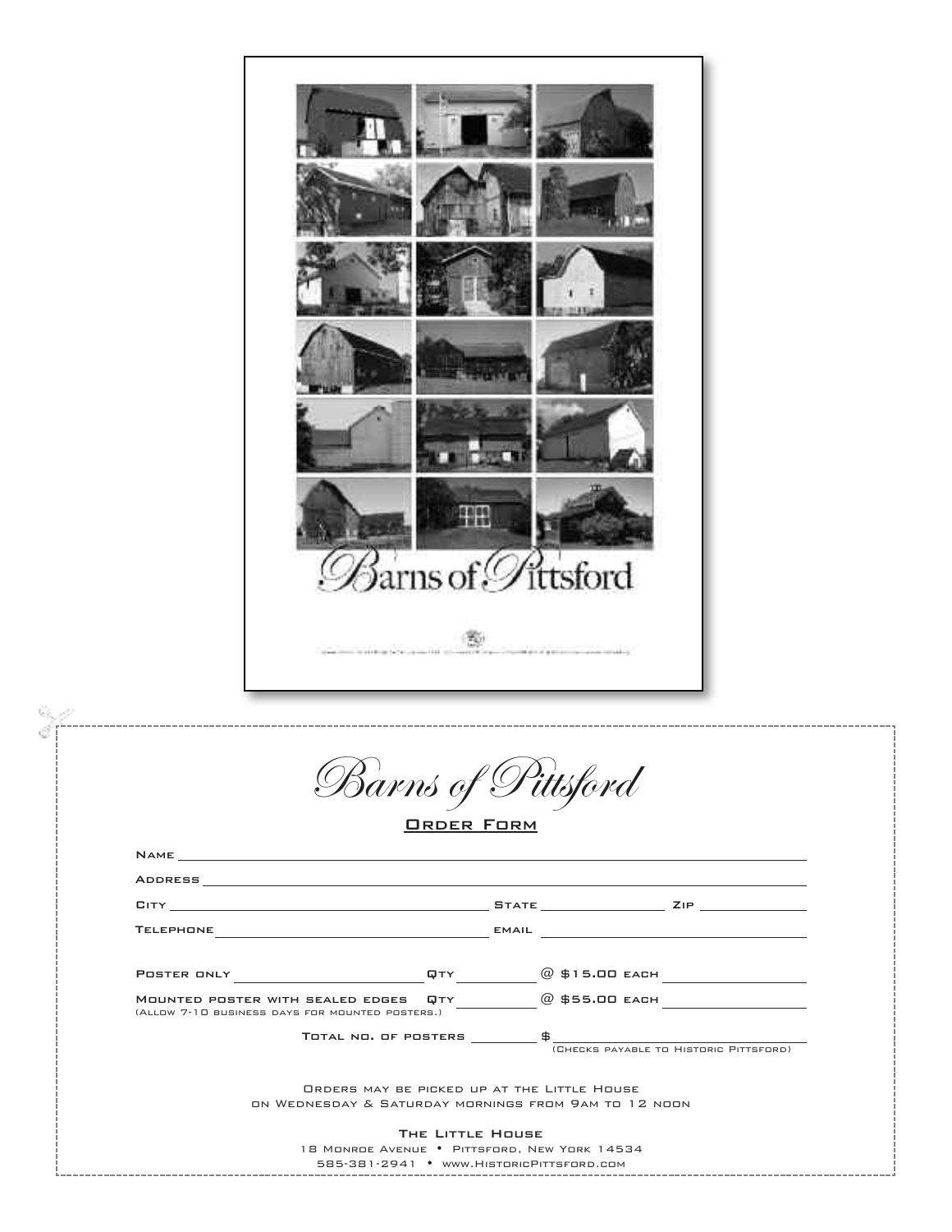# Barns of Pittsford

## Order Form

Name ______________________________________________

Address ____________________________________________

City ______________________ State ____________ Zip ____________

Telephone __________________ email __________________________

Poster only ______________ Qty ________ @ $15.00 each ______________

Mounted poster with sealed edges Qty ________ @ $55.00 each ______________
(Allow 7-10 business days for mounted posters.)

Total no. of posters ________ $ ______________________
(Checks payable to Historic Pittsford)

Orders may be picked up at the Little House
on Wednesday & Saturday mornings from 9am to 12 noon

**The Little House**
18 Monroe Avenue • Pittsford, New York 14534
585-381-2941 • www.HistoricPittsford.com